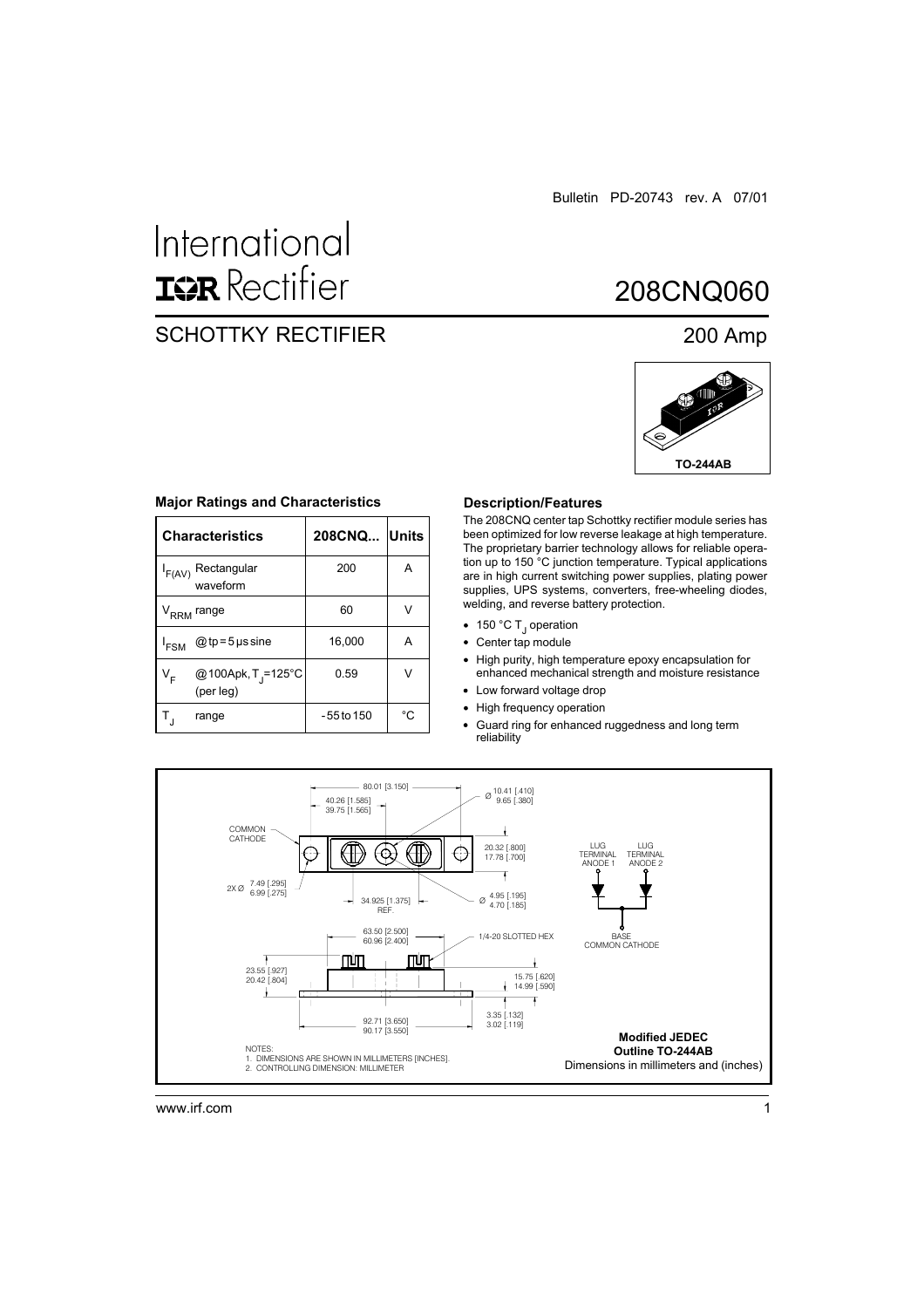Bulletin PD-20743 rev. A 07/01

International
IOR Rectifier

# 208CNQ060

## SCHOTTKY RECTIFIER

200 Amp

TO-244AB

### Major Ratings and Characteristics

| Characteristics | 208CNQ... | Units |
|---|---|---|
| $I_{F(AV)}$ Rectangular waveform | 200 | A |
| $V_{RRM}$ range | 60 | V |
| $I_{FSM}$ @ tp = 5 μs sine | 16,000 | A |
| $V_F$ @ 100Apk, $T_J$=125°C (per leg) | 0.59 | V |
| $T_J$ range | - 55 to 150 | °C |

### Description/Features

The 208CNQ center tap Schottky rectifier module series has been optimized for low reverse leakage at high temperature. The proprietary barrier technology allows for reliable operation up to 150 °C junction temperature. Typical applications are in high current switching power supplies, plating power supplies, UPS systems, converters, free-wheeling diodes, welding, and reverse battery protection.

- 150 °C $T_J$ operation
- Center tap module
- High purity, high temperature epoxy encapsulation for enhanced mechanical strength and moisture resistance
- Low forward voltage drop
- High frequency operation
- Guard ring for enhanced ruggedness and long term reliability

COMMON CATHODE

80.01 [3.150]
40.26 [1.585]
39.75 [1.565]
Ø 10.41 [.410]
9.65 [.380]
20.32 [.800]
17.78 [.700]
2X Ø 7.49 [.295]
6.99 [.275]
34.925 [1.375] REF.
Ø 4.95 [.195]
4.70 [.185]
63.50 [2.500]
60.96 [2.400]
1/4-20 SLOTTED HEX
23.55 [.927]
20.42 [.804]
15.75 [.620]
14.99 [.590]
3.35 [.132]
3.02 [.119]
92.71 [3.650]
90.17 [3.550]

LUG TERMINAL ANODE 1
LUG TERMINAL ANODE 2
BASE COMMON CATHODE

NOTES:
1. DIMENSIONS ARE SHOWN IN MILLIMETERS [INCHES].
2. CONTROLLING DIMENSION: MILLIMETER

**Modified JEDEC Outline TO-244AB**
Dimensions in millimeters and (inches)

www.irf.com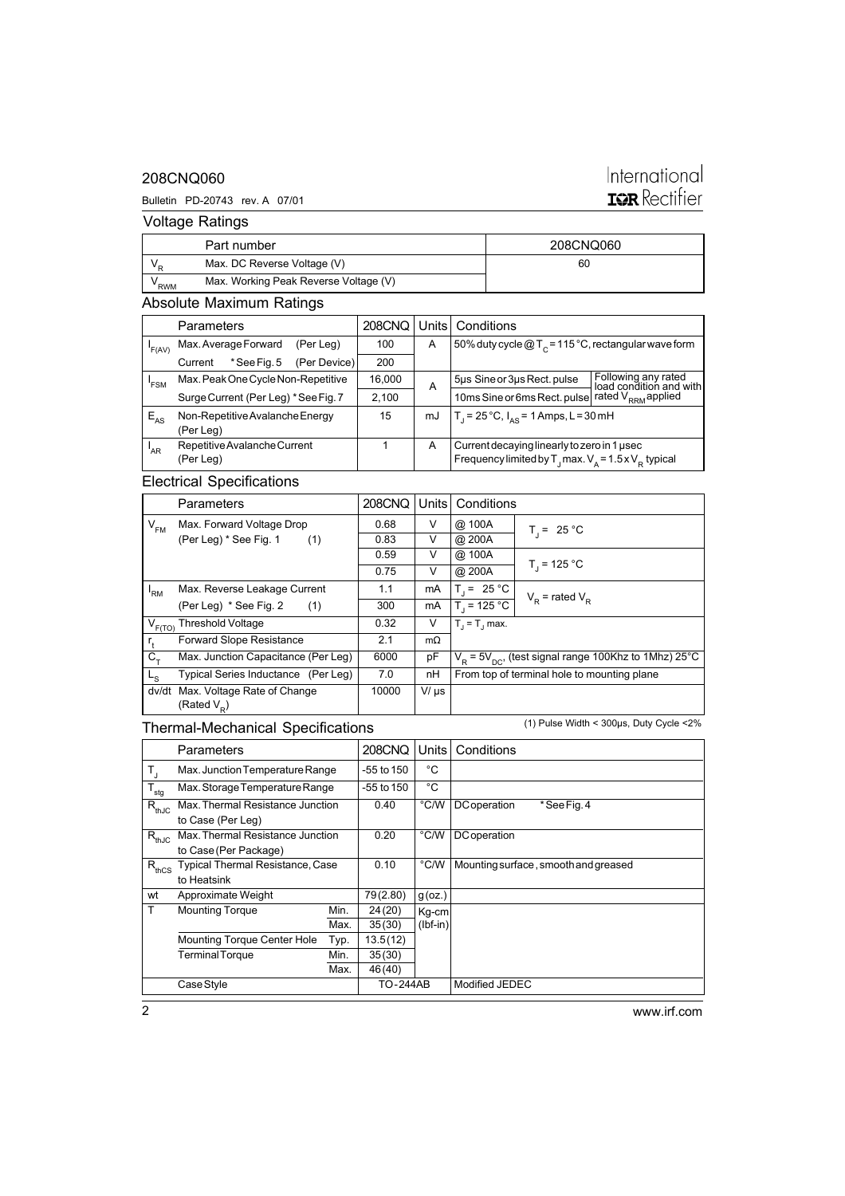208CNQ060

Bulletin PD-20743 rev. A 07/01

## Voltage Ratings

| | Part number | 208CNQ060 |
|---|---|---|
| $V_R$ | Max. DC Reverse Voltage (V) | 60 |
| $V_{RWM}$ | Max. Working Peak Reverse Voltage (V) | |

## Absolute Maximum Ratings

| | Parameters | 208CNQ | Units | Conditions | |
|---|---|---|---|---|---|
| $I_{F(AV)}$ | Max. Average Forward Current (Per Leg) *See Fig. 5 | 100 | A | 50% duty cycle @ $T_C$ = 115 °C, rectangular wave form | |
| | (Per Device) | 200 | | | |
| $I_{FSM}$ | Max. Peak One Cycle Non-Repetitive | 16,000 | A | 5µs Sine or 3µs Rect. pulse | Following any rated load condition and with rated $V_{RRM}$ applied |
| | Surge Current (Per Leg) * See Fig. 7 | 2,100 | | 10ms Sine or 6ms Rect. pulse | |
| $E_{AS}$ | Non-Repetitive Avalanche Energy (Per Leg) | 15 | mJ | $T_J$ = 25 °C, $I_{AS}$ = 1 Amps, L = 30 mH | |
| $I_{AR}$ | Repetitive Avalanche Current (Per Leg) | 1 | A | Current decaying linearly to zero in 1 µsec. Frequency limited by $T_J$ max. $V_A = 1.5 \times V_R$ typical | |

## Electrical Specifications

| | Parameters | 208CNQ | Units | Conditions | |
|---|---|---|---|---|---|
| $V_{FM}$ | Max. Forward Voltage Drop | 0.68 | V | @ 100A | $T_J$ = 25 °C |
| | (Per Leg) * See Fig. 1 (1) | 0.83 | V | @ 200A | |
| | | 0.59 | V | @ 100A | $T_J$ = 125 °C |
| | | 0.75 | V | @ 200A | |
| $I_{RM}$ | Max. Reverse Leakage Current | 1.1 | mA | $T_J$ = 25 °C | $V_R$ = rated $V_R$ |
| | (Per Leg) * See Fig. 2 (1) | 300 | mA | $T_J$ = 125 °C | |
| $V_{F(TO)}$ | Threshold Voltage | 0.32 | V | $T_J = T_J$ max. | |
| $r_t$ | Forward Slope Resistance | 2.1 | mΩ | | |
| $C_T$ | Max. Junction Capacitance (Per Leg) | 6000 | pF | $V_R = 5V_{DC}$, (test signal range 100Khz to 1Mhz) 25°C | |
| $L_S$ | Typical Series Inductance (Per Leg) | 7.0 | nH | From top of terminal hole to mounting plane | |
| dv/dt | Max. Voltage Rate of Change (Rated $V_R$) | 10000 | V/ µs | | |

(1) Pulse Width < 300µs, Duty Cycle <2%

## Thermal-Mechanical Specifications

| | Parameters | | 208CNQ | Units | Conditions |
|---|---|---|---|---|---|
| $T_J$ | Max. Junction Temperature Range | | -55 to 150 | °C | |
| $T_{stg}$ | Max. Storage Temperature Range | | -55 to 150 | °C | |
| $R_{thJC}$ | Max. Thermal Resistance Junction to Case (Per Leg) | | 0.40 | °C/W | DC operation * See Fig. 4 |
| $R_{thJC}$ | Max. Thermal Resistance Junction to Case (Per Package) | | 0.20 | °C/W | DC operation |
| $R_{thCS}$ | Typical Thermal Resistance, Case to Heatsink | | 0.10 | °C/W | Mounting surface, smooth and greased |
| wt | Approximate Weight | | 79 (2.80) | g (oz.) | |
| T | Mounting Torque | Min. | 24 (20) | Kg-cm (lbf-in) | |
| | | Max. | 35 (30) | | |
| | Mounting Torque Center Hole | Typ. | 13.5 (12) | | |
| | Terminal Torque | Min. | 35 (30) | | |
| | | Max. | 46 (40) | | |
| | Case Style | | TO-244AB | | Modified JEDEC |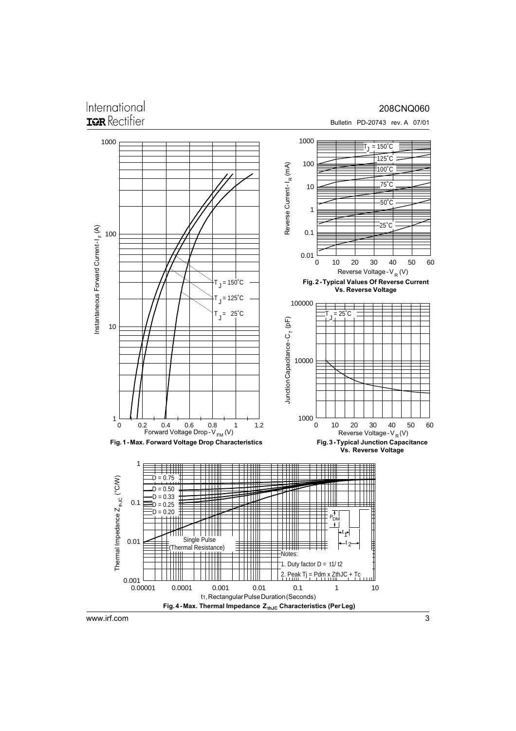Fig. 1 - Max. Forward Voltage Drop Characteristics

Fig. 2 - Typical Values Of Reverse Current Vs. Reverse Voltage

Fig. 3 - Typical Junction Capacitance Vs. Reverse Voltage

Fig. 4 - Max. Thermal Impedance $Z_{thJC}$ Characteristics (Per Leg)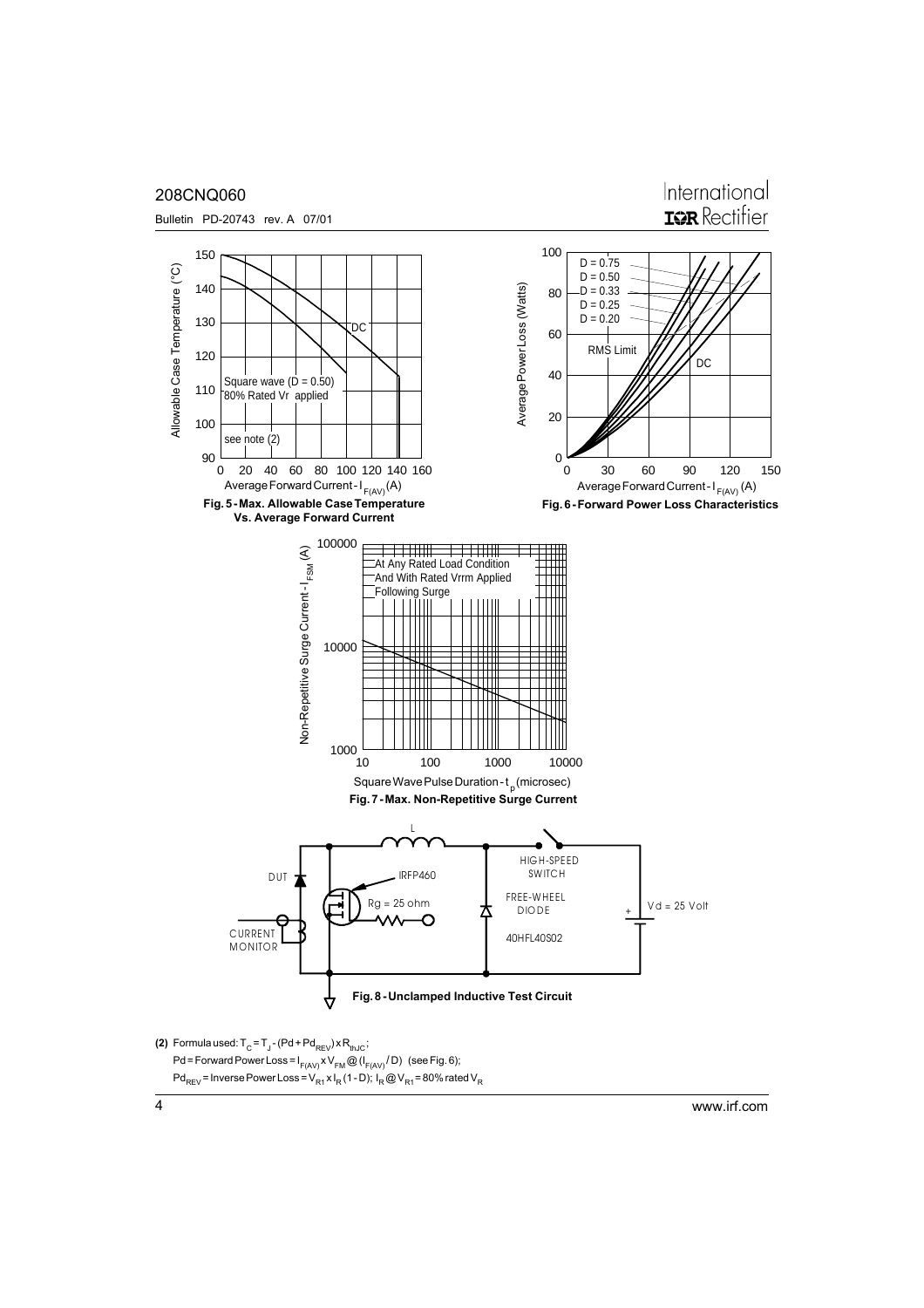Fig. 5 - Max. Allowable Case Temperature Vs. Average Forward Current

Fig. 6 - Forward Power Loss Characteristics

Fig. 7 - Max. Non-Repetitive Surge Current

Fig. 8 - Unclamped Inductive Test Circuit

**(2)** Formula used: $T_C = T_J - (Pd + Pd_{REV}) \times R_{thJC}$;

$Pd$ = Forward Power Loss = $I_{F(AV)} \times V_{FM} @ (I_{F(AV)} / D)$ (see Fig. 6);

$Pd_{REV}$ = Inverse Power Loss = $V_{R1} \times I_R (1 - D)$; $I_R @ V_{R1}$ = 80% rated $V_R$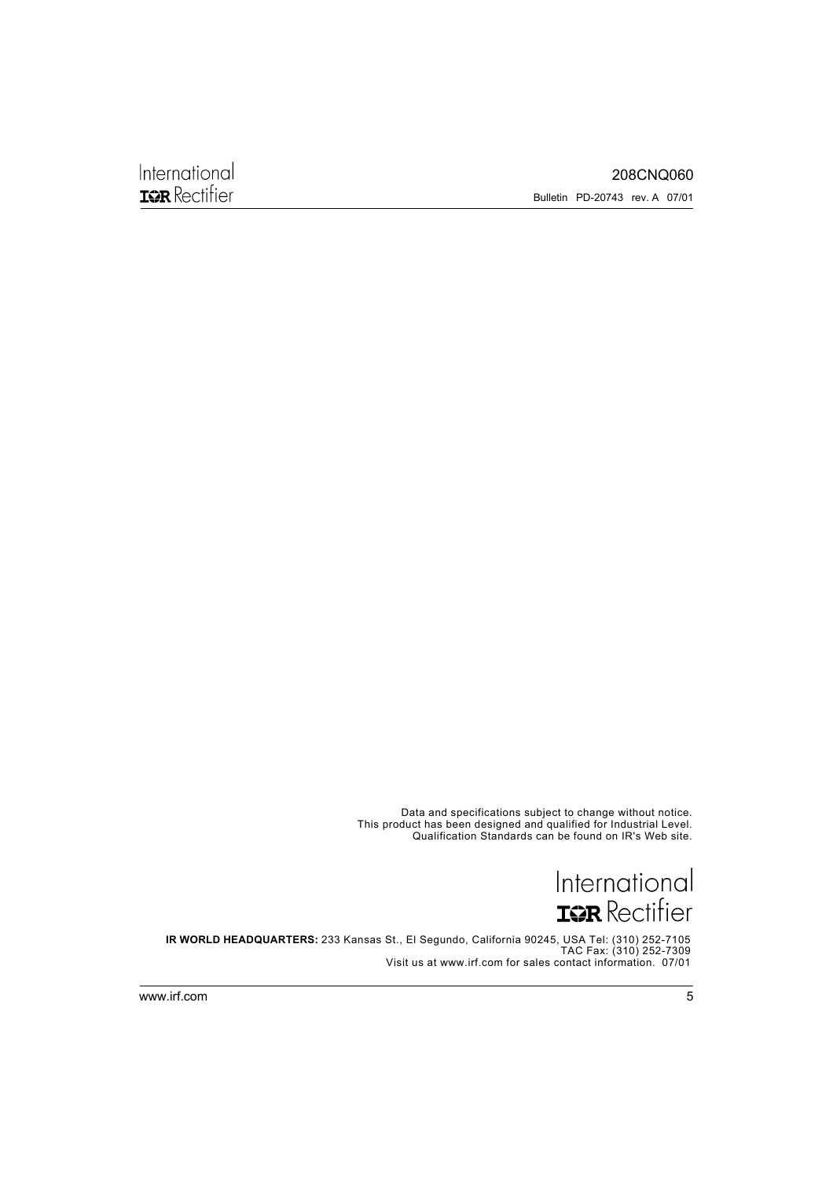Data and specifications subject to change without notice.
This product has been designed and qualified for Industrial Level.
Qualification Standards can be found on IR's Web site.

International
IOR Rectifier

**IR WORLD HEADQUARTERS:** 233 Kansas St., El Segundo, California 90245, USA Tel: (310) 252-7105
TAC Fax: (310) 252-7309
Visit us at www.irf.com for sales contact information. 07/01